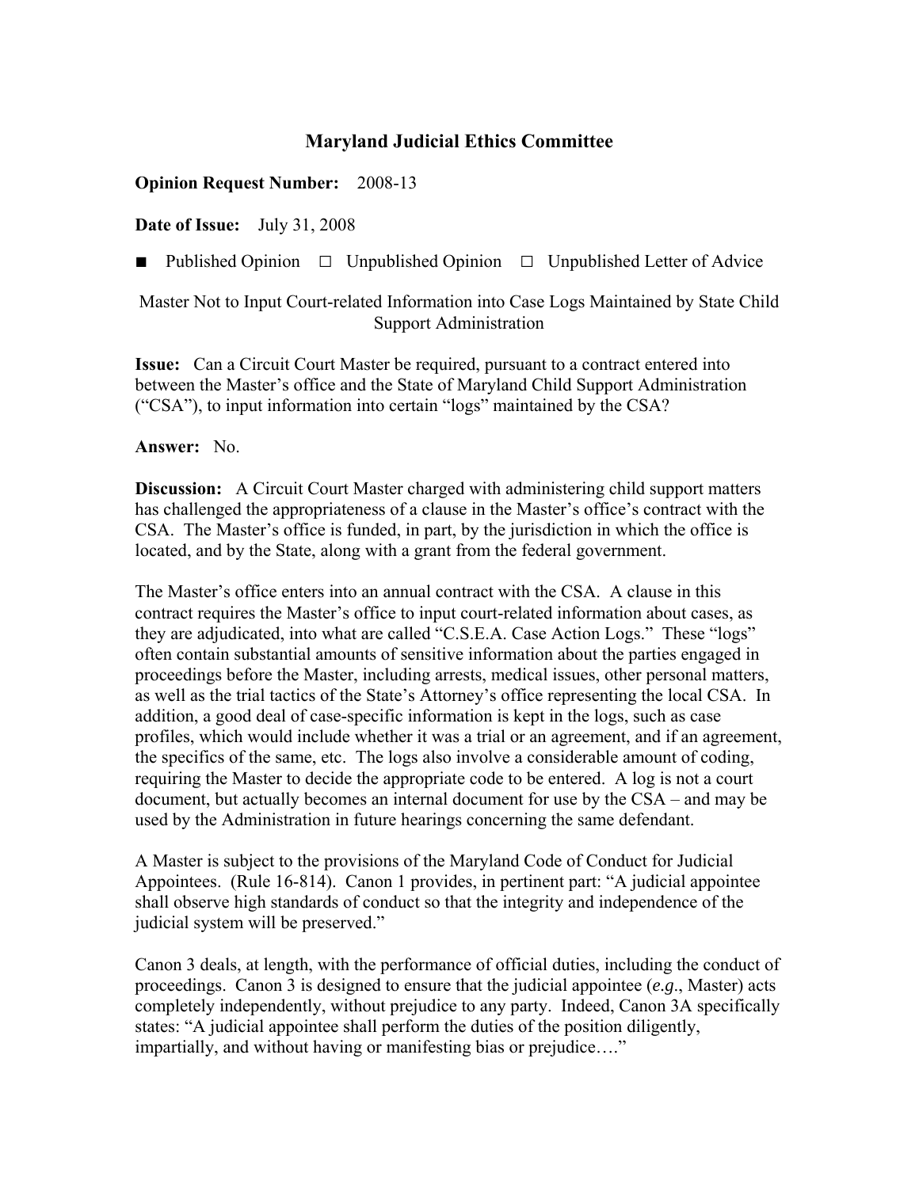# Maryland Judicial Ethics Committee

**Opinion Request Number:** 2008-13

**Date of Issue:** July 31, 2008

■ Published Opinion ☐ Unpublished Opinion ☐ Unpublished Letter of Advice

Master Not to Input Court-related Information into Case Logs Maintained by State Child Support Administration

**Issue:** Can a Circuit Court Master be required, pursuant to a contract entered into between the Master's office and the State of Maryland Child Support Administration ("CSA"), to input information into certain "logs" maintained by the CSA?

**Answer:** No.

**Discussion:** A Circuit Court Master charged with administering child support matters has challenged the appropriateness of a clause in the Master's office's contract with the CSA. The Master's office is funded, in part, by the jurisdiction in which the office is located, and by the State, along with a grant from the federal government.

The Master's office enters into an annual contract with the CSA. A clause in this contract requires the Master's office to input court-related information about cases, as they are adjudicated, into what are called "C.S.E.A. Case Action Logs." These "logs" often contain substantial amounts of sensitive information about the parties engaged in proceedings before the Master, including arrests, medical issues, other personal matters, as well as the trial tactics of the State's Attorney's office representing the local CSA. In addition, a good deal of case-specific information is kept in the logs, such as case profiles, which would include whether it was a trial or an agreement, and if an agreement, the specifics of the same, etc. The logs also involve a considerable amount of coding, requiring the Master to decide the appropriate code to be entered. A log is not a court document, but actually becomes an internal document for use by the CSA – and may be used by the Administration in future hearings concerning the same defendant.

A Master is subject to the provisions of the Maryland Code of Conduct for Judicial Appointees. (Rule 16-814). Canon 1 provides, in pertinent part: "A judicial appointee shall observe high standards of conduct so that the integrity and independence of the judicial system will be preserved."

Canon 3 deals, at length, with the performance of official duties, including the conduct of proceedings. Canon 3 is designed to ensure that the judicial appointee (*e.g.*, Master) acts completely independently, without prejudice to any party. Indeed, Canon 3A specifically states: "A judicial appointee shall perform the duties of the position diligently, impartially, and without having or manifesting bias or prejudice…."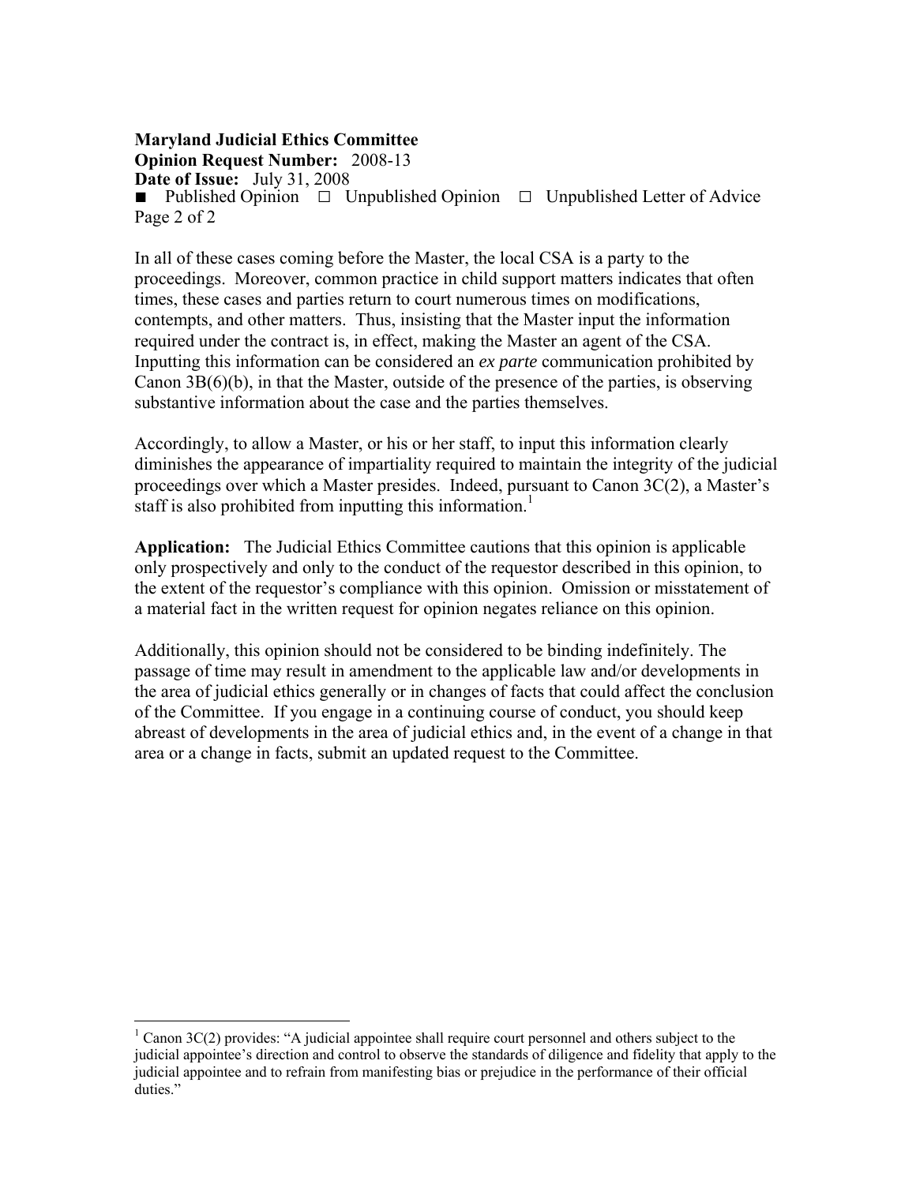In all of these cases coming before the Master, the local CSA is a party to the proceedings. Moreover, common practice in child support matters indicates that often times, these cases and parties return to court numerous times on modifications, contempts, and other matters. Thus, insisting that the Master input the information required under the contract is, in effect, making the Master an agent of the CSA. Inputting this information can be considered an *ex parte* communication prohibited by Canon 3B(6)(b), in that the Master, outside of the presence of the parties, is observing substantive information about the case and the parties themselves.

Accordingly, to allow a Master, or his or her staff, to input this information clearly diminishes the appearance of impartiality required to maintain the integrity of the judicial proceedings over which a Master presides. Indeed, pursuant to Canon 3C(2), a Master's staff is also prohibited from inputting this information.[1]

**Application:** The Judicial Ethics Committee cautions that this opinion is applicable only prospectively and only to the conduct of the requestor described in this opinion, to the extent of the requestor's compliance with this opinion. Omission or misstatement of a material fact in the written request for opinion negates reliance on this opinion.

Additionally, this opinion should not be considered to be binding indefinitely. The passage of time may result in amendment to the applicable law and/or developments in the area of judicial ethics generally or in changes of facts that could affect the conclusion of the Committee. If you engage in a continuing course of conduct, you should keep abreast of developments in the area of judicial ethics and, in the event of a change in that area or a change in facts, submit an updated request to the Committee.

[1] Canon 3C(2) provides: "A judicial appointee shall require court personnel and others subject to the judicial appointee's direction and control to observe the standards of diligence and fidelity that apply to the judicial appointee and to refrain from manifesting bias or prejudice in the performance of their official duties."